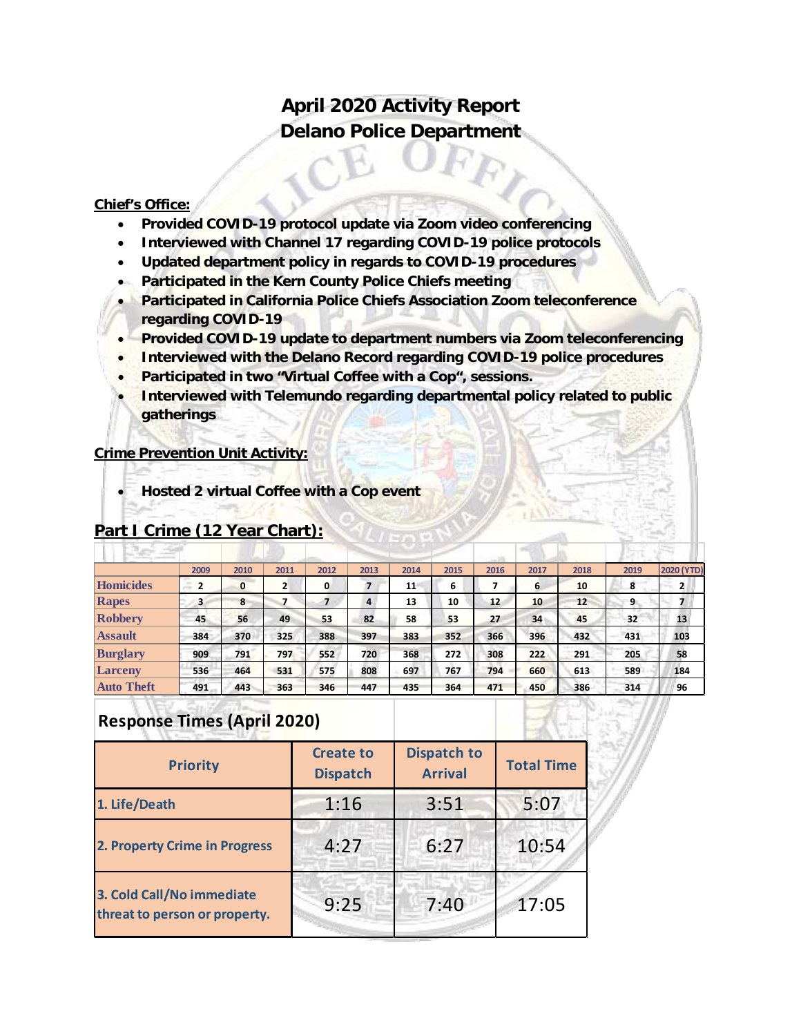# April 2020 Activity Report
# Delano Police Department

**Chief's Office:**

- **Provided COVID-19 protocol update via Zoom video conferencing**
- **Interviewed with Channel 17 regarding COVID-19 police protocols**
- **Updated department policy in regards to COVID-19 procedures**
- **Participated in the Kern County Police Chiefs meeting**
- **Participated in California Police Chiefs Association Zoom teleconference regarding COVID-19**
- **Provided COVID-19 update to department numbers via Zoom teleconferencing**
- **Interviewed with the Delano Record regarding COVID-19 police procedures**
- **Participated in two "Virtual Coffee with a Cop", sessions.**
- **Interviewed with Telemundo regarding departmental policy related to public gatherings**

**Crime Prevention Unit Activity:**

- **Hosted 2 virtual Coffee with a Cop event**

## Part I Crime (12 Year Chart):

| | 2009 | 2010 | 2011 | 2012 | 2013 | 2014 | 2015 | 2016 | 2017 | 2018 | 2019 | 2020 (YTD) |
|---|---|---|---|---|---|---|---|---|---|---|---|---|
| Homicides | 2 | 0 | 2 | 0 | 7 | 11 | 6 | 7 | 6 | 10 | 8 | 2 |
| Rapes | 3 | 8 | 7 | 7 | 4 | 13 | 10 | 12 | 10 | 12 | 9 | 7 |
| Robbery | 45 | 56 | 49 | 53 | 82 | 58 | 53 | 27 | 34 | 45 | 32 | 13 |
| Assault | 384 | 370 | 325 | 388 | 397 | 383 | 352 | 366 | 396 | 432 | 431 | 103 |
| Burglary | 909 | 791 | 797 | 552 | 720 | 368 | 272 | 308 | 222 | 291 | 205 | 58 |
| Larceny | 536 | 464 | 531 | 575 | 808 | 697 | 767 | 794 | 660 | 613 | 589 | 184 |
| Auto Theft | 491 | 443 | 363 | 346 | 447 | 435 | 364 | 471 | 450 | 386 | 314 | 96 |

## Response Times (April 2020)

| Priority | Create to Dispatch | Dispatch to Arrival | Total Time |
|---|---|---|---|
| 1. Life/Death | 1:16 | 3:51 | 5:07 |
| 2. Property Crime in Progress | 4:27 | 6:27 | 10:54 |
| 3. Cold Call/No immediate threat to person or property. | 9:25 | 7:40 | 17:05 |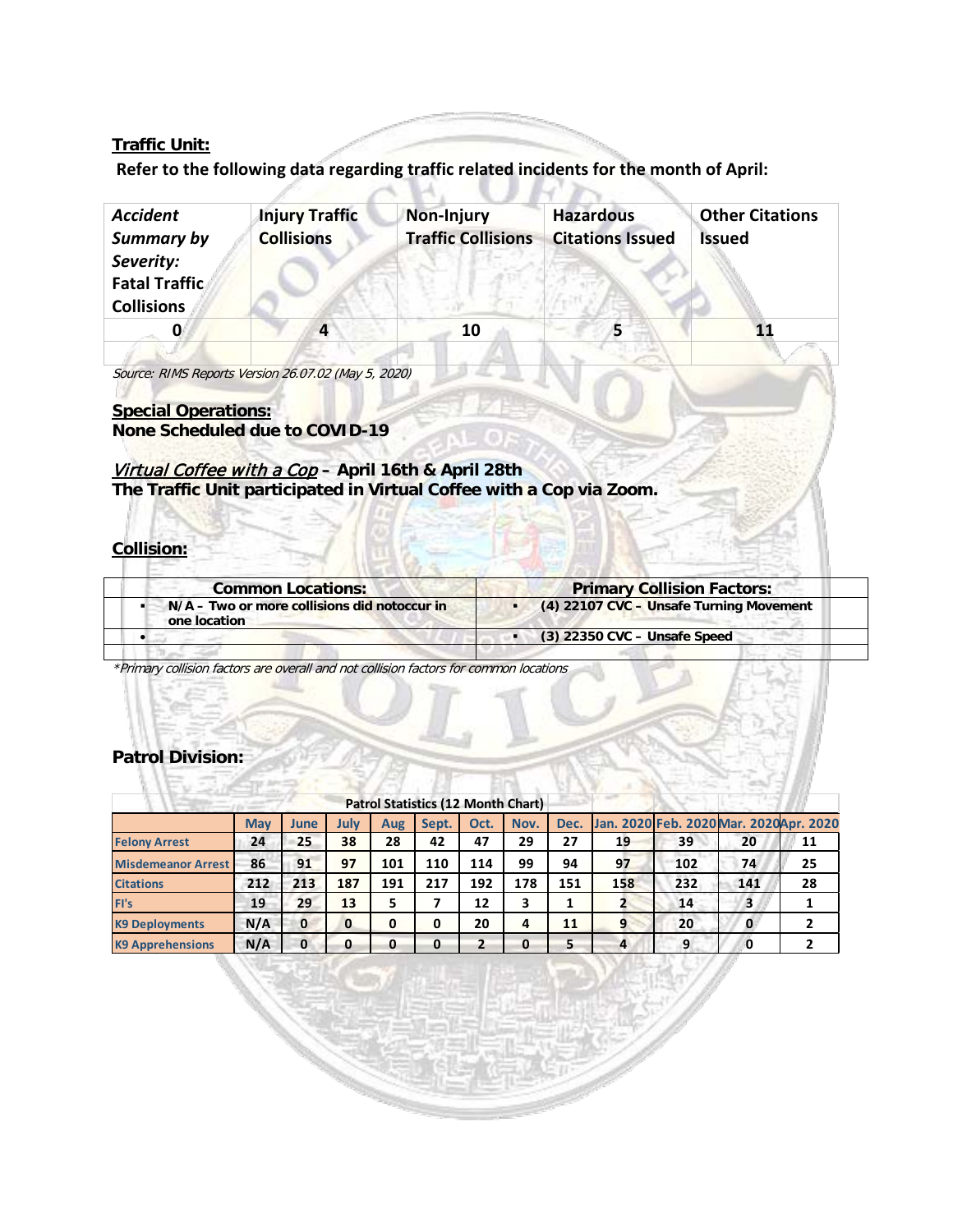**Traffic Unit:**

**Refer to the following data regarding traffic related incidents for the month of April:**

| *Accident Summary by Severity:* **Fatal Traffic Collisions** | **Injury Traffic Collisions** | **Non-Injury Traffic Collisions** | **Hazardous Citations Issued** | **Other Citations Issued** |
|---|---|---|---|---|
| 0 | 4 | 10 | 5 | 11 |
| | | | | |

*Source: RIMS Reports Version 26.07.02 (May 5, 2020)*

**Special Operations:**
**None Scheduled due to COVID-19**

*Virtual Coffee with a Cop* **– April 16th & April 28th**
**The Traffic Unit participated in Virtual Coffee with a Cop via Zoom.**

**Collision:**

| Common Locations: | Primary Collision Factors: |
|---|---|
| ▪ N/A – Two or more collisions did notoccur in one location | ▪ (4) 22107 CVC – Unsafe Turning Movement |
| • | ▪ (3) 22350 CVC – Unsafe Speed |
| | |

*\*Primary collision factors are overall and not collision factors for common locations*

**Patrol Division:**

| Patrol Statistics (12 Month Chart) | | | | | | | | | | | | |
|---|---|---|---|---|---|---|---|---|---|---|---|---|
| | May | June | July | Aug | Sept. | Oct. | Nov. | Dec. | Jan. 2020 | Feb. 2020 | Mar. 2020 | Apr. 2020 |
| Felony Arrest | 24 | 25 | 38 | 28 | 42 | 47 | 29 | 27 | 19 | 39 | 20 | 11 |
| Misdemeanor Arrest | 86 | 91 | 97 | 101 | 110 | 114 | 99 | 94 | 97 | 102 | 74 | 25 |
| Citations | 212 | 213 | 187 | 191 | 217 | 192 | 178 | 151 | 158 | 232 | 141 | 28 |
| FI's | 19 | 29 | 13 | 5 | 7 | 12 | 3 | 1 | 2 | 14 | 3 | 1 |
| K9 Deployments | N/A | 0 | 0 | 0 | 0 | 20 | 4 | 11 | 9 | 20 | 0 | 2 |
| K9 Apprehensions | N/A | 0 | 0 | 0 | 0 | 2 | 0 | 5 | 4 | 9 | 0 | 2 |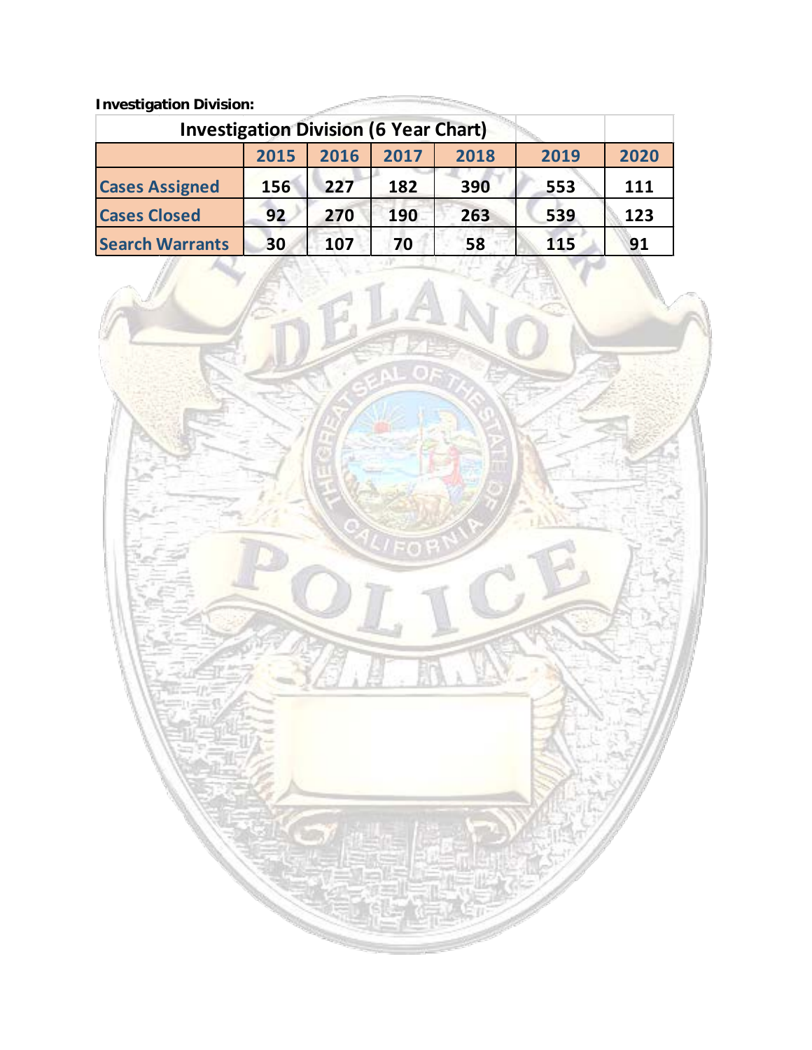**Investigation Division:**

| Investigation Division (6 Year Chart) | | | | | | |
|---|---|---|---|---|---|---|
| | 2015 | 2016 | 2017 | 2018 | 2019 | 2020 |
| Cases Assigned | 156 | 227 | 182 | 390 | 553 | 111 |
| Cases Closed | 92 | 270 | 190 | 263 | 539 | 123 |
| Search Warrants | 30 | 107 | 70 | 58 | 115 | 91 |